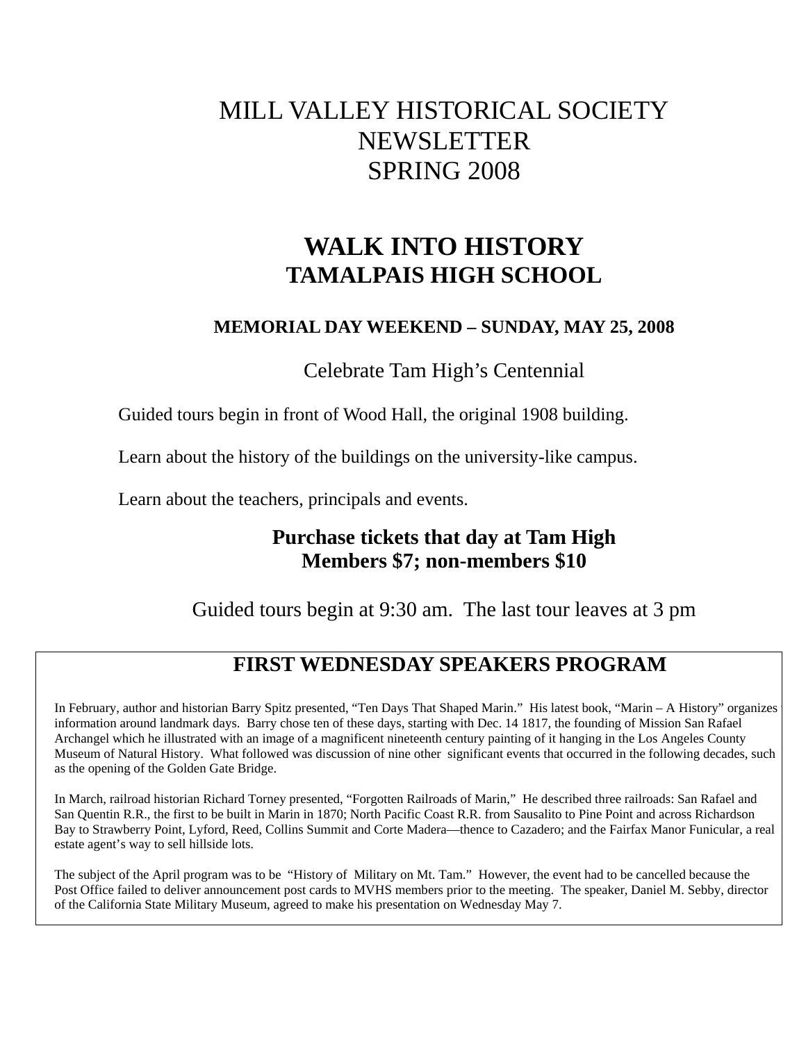# MILL VALLEY HISTORICAL SOCIETY NEWSLETTER SPRING 2008

## WALK INTO HISTORY
## TAMALPAIS HIGH SCHOOL

**MEMORIAL DAY WEEKEND – SUNDAY, MAY 25, 2008**

Celebrate Tam High's Centennial

Guided tours begin in front of Wood Hall, the original 1908 building.

Learn about the history of the buildings on the university-like campus.

Learn about the teachers, principals and events.

**Purchase tickets that day at Tam High**
**Members $7; non-members $10**

Guided tours begin at 9:30 am. The last tour leaves at 3 pm

## FIRST WEDNESDAY SPEAKERS PROGRAM

In February, author and historian Barry Spitz presented, "Ten Days That Shaped Marin." His latest book, "Marin – A History" organizes information around landmark days. Barry chose ten of these days, starting with Dec. 14 1817, the founding of Mission San Rafael Archangel which he illustrated with an image of a magnificent nineteenth century painting of it hanging in the Los Angeles County Museum of Natural History. What followed was discussion of nine other significant events that occurred in the following decades, such as the opening of the Golden Gate Bridge.

In March, railroad historian Richard Torney presented, "Forgotten Railroads of Marin," He described three railroads: San Rafael and San Quentin R.R., the first to be built in Marin in 1870; North Pacific Coast R.R. from Sausalito to Pine Point and across Richardson Bay to Strawberry Point, Lyford, Reed, Collins Summit and Corte Madera—thence to Cazadero; and the Fairfax Manor Funicular, a real estate agent's way to sell hillside lots.

The subject of the April program was to be "History of Military on Mt. Tam." However, the event had to be cancelled because the Post Office failed to deliver announcement post cards to MVHS members prior to the meeting. The speaker, Daniel M. Sebby, director of the California State Military Museum, agreed to make his presentation on Wednesday May 7.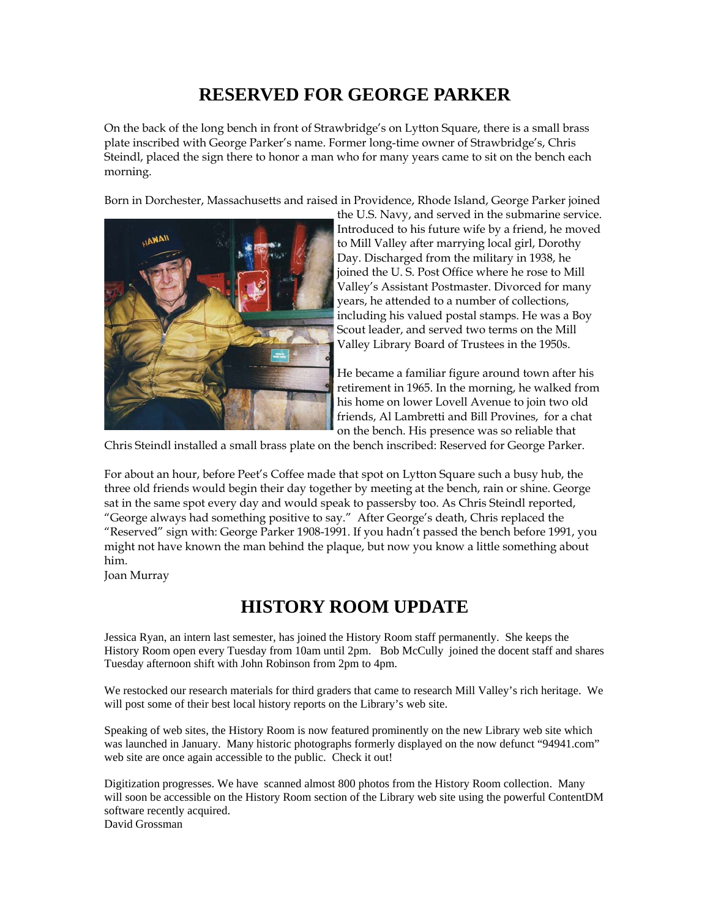# RESERVED FOR GEORGE PARKER

On the back of the long bench in front of Strawbridge's on Lytton Square, there is a small brass plate inscribed with George Parker's name. Former long-time owner of Strawbridge's, Chris Steindl, placed the sign there to honor a man who for many years came to sit on the bench each morning.

Born in Dorchester, Massachusetts and raised in Providence, Rhode Island, George Parker joined the U.S. Navy, and served in the submarine service. Introduced to his future wife by a friend, he moved to Mill Valley after marrying local girl, Dorothy Day. Discharged from the military in 1938, he joined the U. S. Post Office where he rose to Mill Valley's Assistant Postmaster. Divorced for many years, he attended to a number of collections, including his valued postal stamps. He was a Boy Scout leader, and served two terms on the Mill Valley Library Board of Trustees in the 1950s.

He became a familiar figure around town after his retirement in 1965. In the morning, he walked from his home on lower Lovell Avenue to join two old friends, Al Lambretti and Bill Provines, for a chat on the bench. His presence was so reliable that Chris Steindl installed a small brass plate on the bench inscribed: Reserved for George Parker.

For about an hour, before Peet's Coffee made that spot on Lytton Square such a busy hub, the three old friends would begin their day together by meeting at the bench, rain or shine. George sat in the same spot every day and would speak to passersby too. As Chris Steindl reported, "George always had something positive to say." After George's death, Chris replaced the "Reserved" sign with: George Parker 1908-1991. If you hadn't passed the bench before 1991, you might not have known the man behind the plaque, but now you know a little something about him.

Joan Murray

# HISTORY ROOM UPDATE

Jessica Ryan, an intern last semester, has joined the History Room staff permanently. She keeps the History Room open every Tuesday from 10am until 2pm. Bob McCully joined the docent staff and shares Tuesday afternoon shift with John Robinson from 2pm to 4pm.

We restocked our research materials for third graders that came to research Mill Valley's rich heritage. We will post some of their best local history reports on the Library's web site.

Speaking of web sites, the History Room is now featured prominently on the new Library web site which was launched in January. Many historic photographs formerly displayed on the now defunct "94941.com" web site are once again accessible to the public. Check it out!

Digitization progresses. We have scanned almost 800 photos from the History Room collection. Many will soon be accessible on the History Room section of the Library web site using the powerful ContentDM software recently acquired.

David Grossman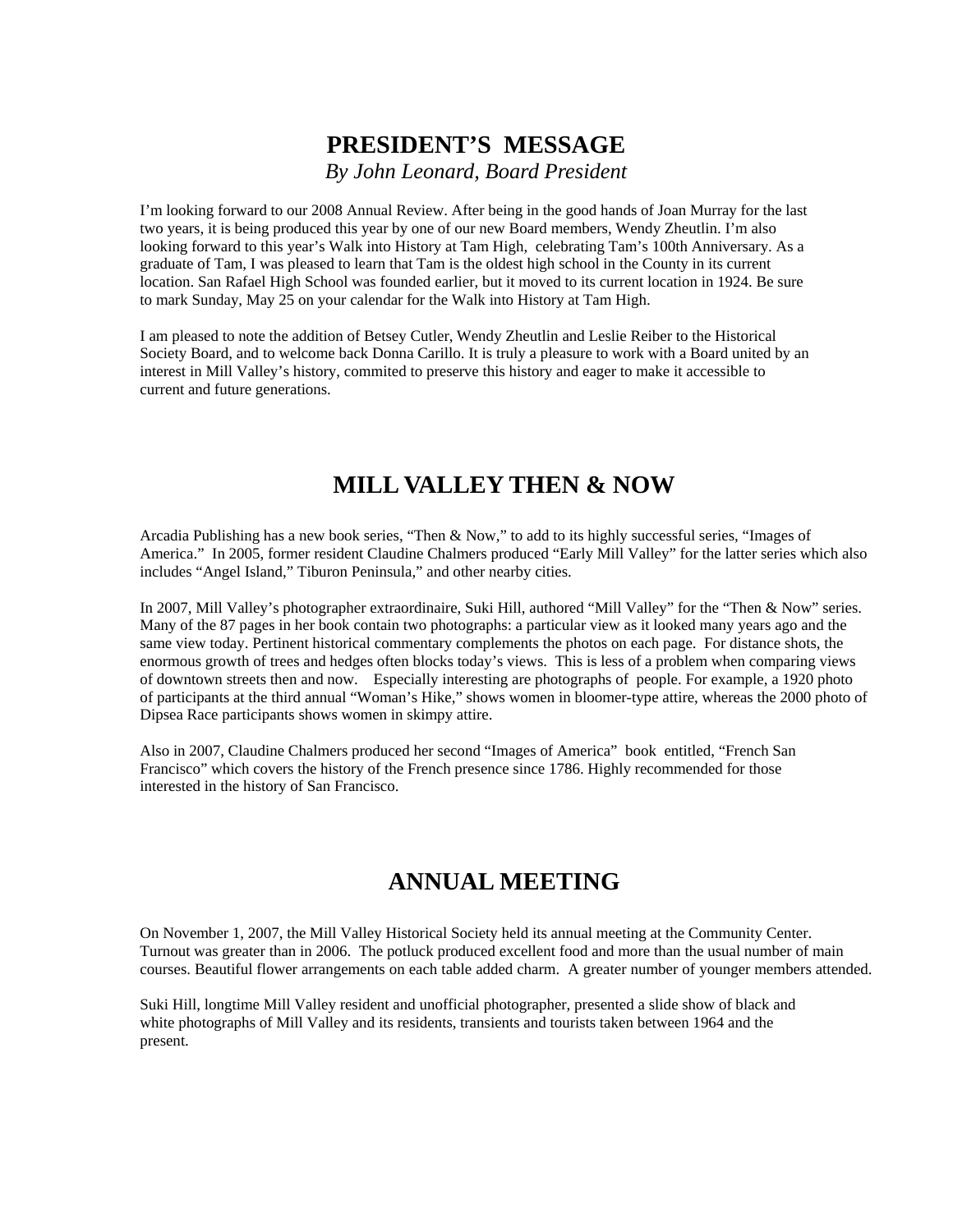## PRESIDENT'S MESSAGE

*By John Leonard, Board President*

I'm looking forward to our 2008 Annual Review. After being in the good hands of Joan Murray for the last two years, it is being produced this year by one of our new Board members, Wendy Zheutlin. I'm also looking forward to this year's Walk into History at Tam High, celebrating Tam's 100th Anniversary. As a graduate of Tam, I was pleased to learn that Tam is the oldest high school in the County in its current location. San Rafael High School was founded earlier, but it moved to its current location in 1924. Be sure to mark Sunday, May 25 on your calendar for the Walk into History at Tam High.

I am pleased to note the addition of Betsey Cutler, Wendy Zheutlin and Leslie Reiber to the Historical Society Board, and to welcome back Donna Carillo. It is truly a pleasure to work with a Board united by an interest in Mill Valley's history, commited to preserve this history and eager to make it accessible to current and future generations.

## MILL VALLEY THEN & NOW

Arcadia Publishing has a new book series, "Then & Now," to add to its highly successful series, "Images of America." In 2005, former resident Claudine Chalmers produced "Early Mill Valley" for the latter series which also includes "Angel Island," Tiburon Peninsula," and other nearby cities.

In 2007, Mill Valley's photographer extraordinaire, Suki Hill, authored "Mill Valley" for the "Then & Now" series. Many of the 87 pages in her book contain two photographs: a particular view as it looked many years ago and the same view today. Pertinent historical commentary complements the photos on each page. For distance shots, the enormous growth of trees and hedges often blocks today's views. This is less of a problem when comparing views of downtown streets then and now. Especially interesting are photographs of people. For example, a 1920 photo of participants at the third annual "Woman's Hike," shows women in bloomer-type attire, whereas the 2000 photo of Dipsea Race participants shows women in skimpy attire.

Also in 2007, Claudine Chalmers produced her second "Images of America" book entitled, "French San Francisco" which covers the history of the French presence since 1786. Highly recommended for those interested in the history of San Francisco.

## ANNUAL MEETING

On November 1, 2007, the Mill Valley Historical Society held its annual meeting at the Community Center. Turnout was greater than in 2006. The potluck produced excellent food and more than the usual number of main courses. Beautiful flower arrangements on each table added charm. A greater number of younger members attended.

Suki Hill, longtime Mill Valley resident and unofficial photographer, presented a slide show of black and white photographs of Mill Valley and its residents, transients and tourists taken between 1964 and the present.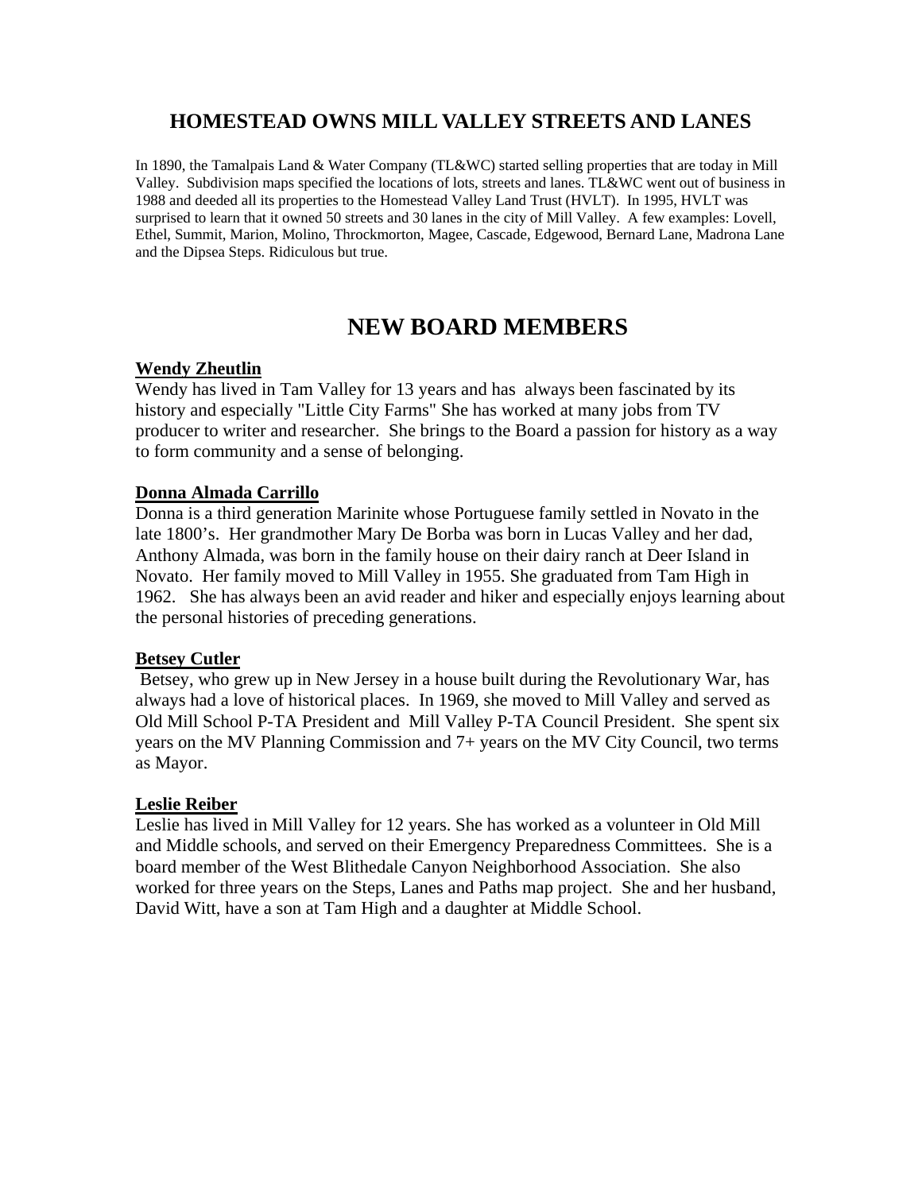## HOMESTEAD OWNS MILL VALLEY STREETS AND LANES

In 1890, the Tamalpais Land & Water Company (TL&WC) started selling properties that are today in Mill Valley. Subdivision maps specified the locations of lots, streets and lanes. TL&WC went out of business in 1988 and deeded all its properties to the Homestead Valley Land Trust (HVLT). In 1995, HVLT was surprised to learn that it owned 50 streets and 30 lanes in the city of Mill Valley. A few examples: Lovell, Ethel, Summit, Marion, Molino, Throckmorton, Magee, Cascade, Edgewood, Bernard Lane, Madrona Lane and the Dipsea Steps. Ridiculous but true.

# NEW BOARD MEMBERS

**Wendy Zheutlin**

Wendy has lived in Tam Valley for 13 years and has always been fascinated by its history and especially "Little City Farms" She has worked at many jobs from TV producer to writer and researcher. She brings to the Board a passion for history as a way to form community and a sense of belonging.

**Donna Almada Carrillo**

Donna is a third generation Marinite whose Portuguese family settled in Novato in the late 1800's. Her grandmother Mary De Borba was born in Lucas Valley and her dad, Anthony Almada, was born in the family house on their dairy ranch at Deer Island in Novato. Her family moved to Mill Valley in 1955. She graduated from Tam High in 1962. She has always been an avid reader and hiker and especially enjoys learning about the personal histories of preceding generations.

**Betsey Cutler**

Betsey, who grew up in New Jersey in a house built during the Revolutionary War, has always had a love of historical places. In 1969, she moved to Mill Valley and served as Old Mill School P-TA President and Mill Valley P-TA Council President. She spent six years on the MV Planning Commission and 7+ years on the MV City Council, two terms as Mayor.

**Leslie Reiber**

Leslie has lived in Mill Valley for 12 years. She has worked as a volunteer in Old Mill and Middle schools, and served on their Emergency Preparedness Committees. She is a board member of the West Blithedale Canyon Neighborhood Association. She also worked for three years on the Steps, Lanes and Paths map project. She and her husband, David Witt, have a son at Tam High and a daughter at Middle School.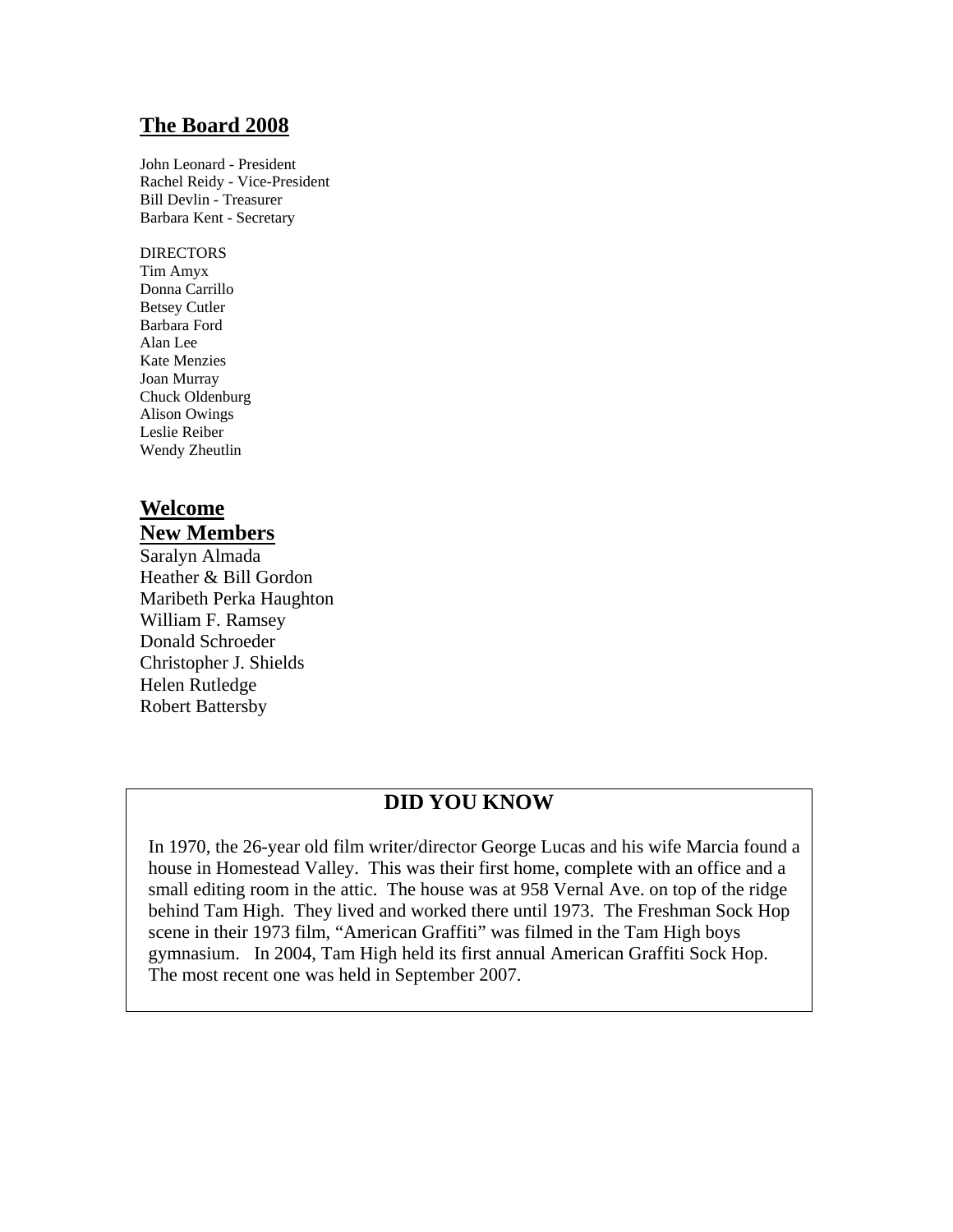## The Board 2008

John Leonard - President
Rachel Reidy - Vice-President
Bill Devlin - Treasurer
Barbara Kent - Secretary

DIRECTORS
Tim Amyx
Donna Carrillo
Betsey Cutler
Barbara Ford
Alan Lee
Kate Menzies
Joan Murray
Chuck Oldenburg
Alison Owings
Leslie Reiber
Wendy Zheutlin

## Welcome New Members

Saralyn Almada
Heather & Bill Gordon
Maribeth Perka Haughton
William F. Ramsey
Donald Schroeder
Christopher J. Shields
Helen Rutledge
Robert Battersby

### DID YOU KNOW

In 1970, the 26-year old film writer/director George Lucas and his wife Marcia found a house in Homestead Valley. This was their first home, complete with an office and a small editing room in the attic. The house was at 958 Vernal Ave. on top of the ridge behind Tam High. They lived and worked there until 1973. The Freshman Sock Hop scene in their 1973 film, "American Graffiti" was filmed in the Tam High boys gymnasium. In 2004, Tam High held its first annual American Graffiti Sock Hop. The most recent one was held in September 2007.